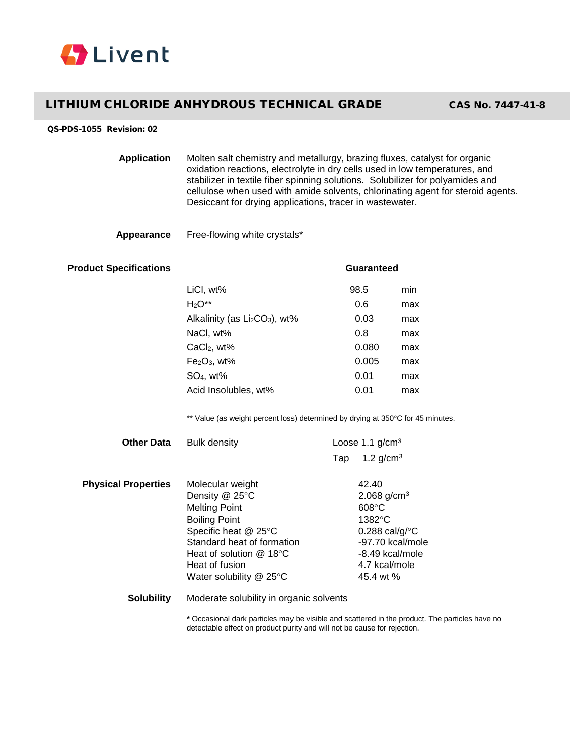Livent

# LITHIUM CHLORIDE ANHYDROUS TECHNICAL GRADE

**CAS No. 7447-41-8**

**QS-PDS-1055 Revision: 02**

**Application**

Molten salt chemistry and metallurgy, brazing fluxes, catalyst for organic oxidation reactions, electrolyte in dry cells used in low temperatures, and stabilizer in textile fiber spinning solutions. Solubilizer for polyamides and cellulose when used with amide solvents, chlorinating agent for steroid agents. Desiccant for drying applications, tracer in wastewater.

**Appearance**

Free-flowing white crystals*

**Product Specifications**

| | Guaranteed | |
|---|---|---|
| LiCl, wt% | 98.5 | min |
| $H_2O$** | 0.6 | max |
| Alkalinity (as $Li_2CO_3$), wt% | 0.03 | max |
| NaCl, wt% | 0.8 | max |
| $CaCl_2$, wt% | 0.080 | max |
| $Fe_2O_3$, wt% | 0.005 | max |
| $SO_4$, wt% | 0.01 | max |
| Acid Insolubles, wt% | 0.01 | max |

** Value (as weight percent loss) determined by drying at 350°C for 45 minutes.

**Other Data**

| | |
|---|---|
| Bulk density | Loose 1.1 g/cm$^3$ |
| | Tap 1.2 g/cm$^3$ |

**Physical Properties**

| | |
|---|---|
| Molecular weight | 42.40 |
| Density @ 25°C | 2.068 g/cm$^3$ |
| Melting Point | 608°C |
| Boiling Point | 1382°C |
| Specific heat @ 25°C | 0.288 cal/g/°C |
| Standard heat of formation | -97.70 kcal/mole |
| Heat of solution @ 18°C | -8.49 kcal/mole |
| Heat of fusion | 4.7 kcal/mole |
| Water solubility @ 25°C | 45.4 wt % |

**Solubility**

Moderate solubility in organic solvents

**\*** Occasional dark particles may be visible and scattered in the product. The particles have no detectable effect on product purity and will not be cause for rejection.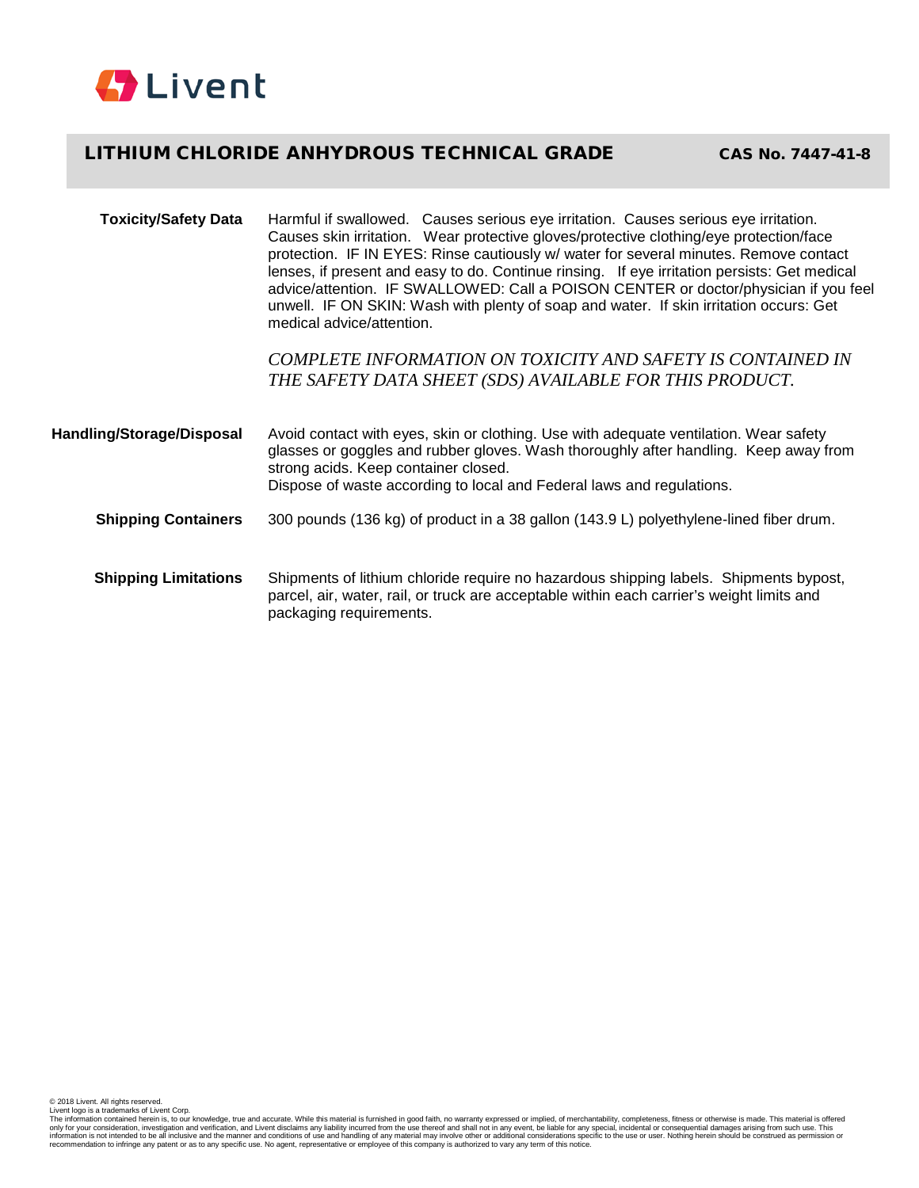Livent

## LITHIUM CHLORIDE ANHYDROUS TECHNICAL GRADE CAS No. 7447-41-8

**Toxicity/Safety Data**

Harmful if swallowed. Causes serious eye irritation. Causes serious eye irritation. Causes skin irritation. Wear protective gloves/protective clothing/eye protection/face protection. IF IN EYES: Rinse cautiously w/ water for several minutes. Remove contact lenses, if present and easy to do. Continue rinsing. If eye irritation persists: Get medical advice/attention. IF SWALLOWED: Call a POISON CENTER or doctor/physician if you feel unwell. IF ON SKIN: Wash with plenty of soap and water. If skin irritation occurs: Get medical advice/attention.

*COMPLETE INFORMATION ON TOXICITY AND SAFETY IS CONTAINED IN THE SAFETY DATA SHEET (SDS) AVAILABLE FOR THIS PRODUCT.*

**Handling/Storage/Disposal**

Avoid contact with eyes, skin or clothing. Use with adequate ventilation. Wear safety glasses or goggles and rubber gloves. Wash thoroughly after handling. Keep away from strong acids. Keep container closed.
Dispose of waste according to local and Federal laws and regulations.

**Shipping Containers**

300 pounds (136 kg) of product in a 38 gallon (143.9 L) polyethylene-lined fiber drum.

**Shipping Limitations**

Shipments of lithium chloride require no hazardous shipping labels. Shipments bypost, parcel, air, water, rail, or truck are acceptable within each carrier's weight limits and packaging requirements.

© 2018 Livent. All rights reserved.
Livent logo is a trademarks of Livent Corp.
The information contained herein is, to our knowledge, true and accurate. While this material is furnished in good faith, no warranty expressed or implied, of merchantability, completeness, fitness or otherwise is made. This material is offered only for your consideration, investigation and verification, and Livent disclaims any liability incurred from the use thereof and shall not in any event, be liable for any special, incidental or consequential damages arising from such use. This information is not intended to be all inclusive and the manner and conditions of use and handling of any material may involve other or additional considerations specific to the use or user. Nothing herein should be construed as permission or recommendation to infringe any patent or as to any specific use. No agent, representative or employee of this company is authorized to vary any term of this notice.